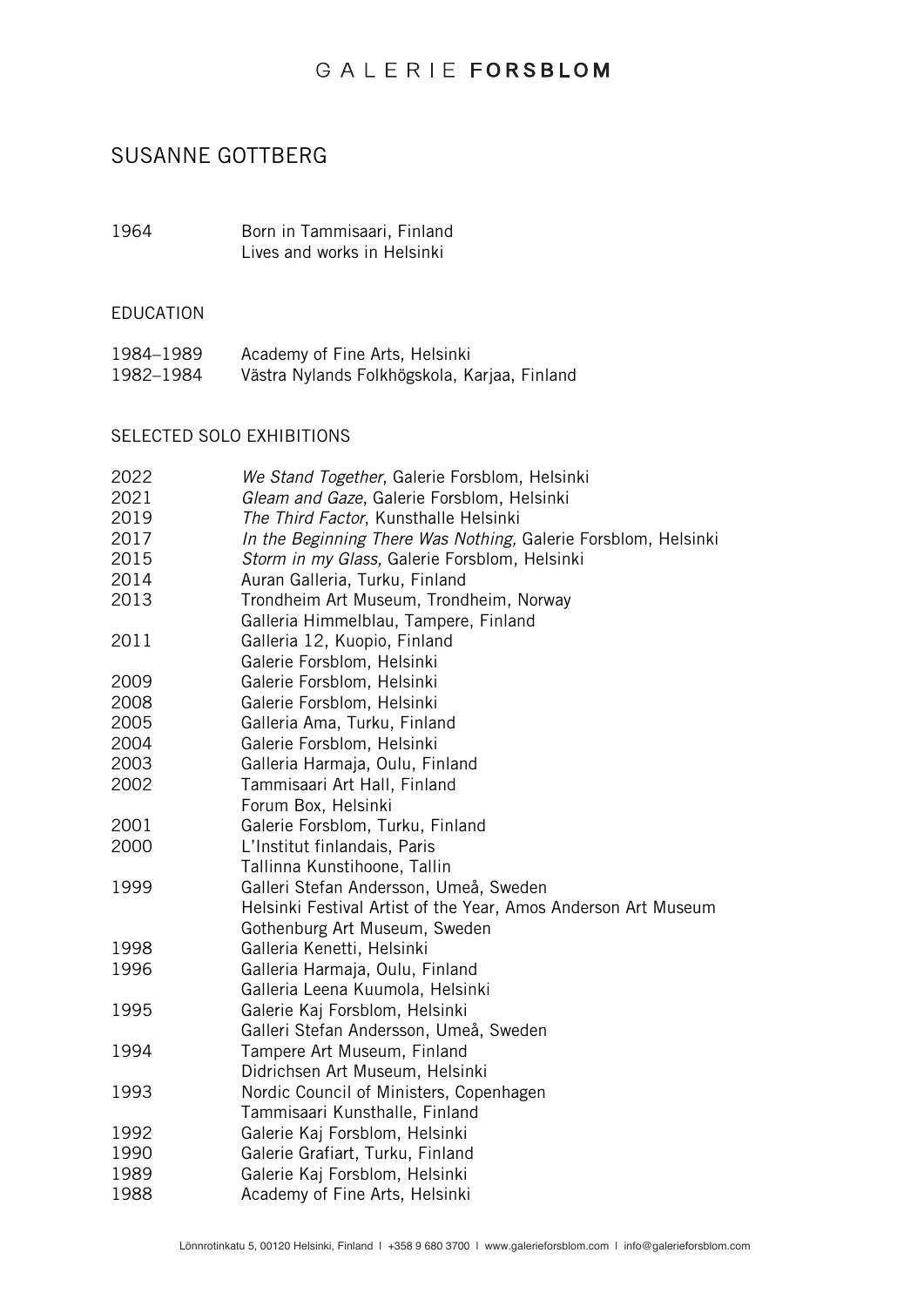# SUSANNE GOTTBERG

| | |
|---|---|
| 1964 | Born in Tammisaari, Finland<br>Lives and works in Helsinki |

## EDUCATION

| | |
|---|---|
| 1984–1989 | Academy of Fine Arts, Helsinki |
| 1982–1984 | Västra Nylands Folkhögskola, Karjaa, Finland |

## SELECTED SOLO EXHIBITIONS

| | |
|---|---|
| 2022 | *We Stand Together*, Galerie Forsblom, Helsinki |
| 2021 | *Gleam and Gaze*, Galerie Forsblom, Helsinki |
| 2019 | *The Third Factor*, Kunsthalle Helsinki |
| 2017 | *In the Beginning There Was Nothing,* Galerie Forsblom, Helsinki |
| 2015 | *Storm in my Glass,* Galerie Forsblom, Helsinki |
| 2014 | Auran Galleria, Turku, Finland |
| 2013 | Trondheim Art Museum, Trondheim, Norway<br>Galleria Himmelblau, Tampere, Finland |
| 2011 | Galleria 12, Kuopio, Finland<br>Galerie Forsblom, Helsinki |
| 2009 | Galerie Forsblom, Helsinki |
| 2008 | Galerie Forsblom, Helsinki |
| 2005 | Galleria Ama, Turku, Finland |
| 2004 | Galerie Forsblom, Helsinki |
| 2003 | Galleria Harmaja, Oulu, Finland |
| 2002 | Tammisaari Art Hall, Finland<br>Forum Box, Helsinki |
| 2001 | Galerie Forsblom, Turku, Finland |
| 2000 | L'Institut finlandais, Paris<br>Tallinna Kunstihoone, Tallin |
| 1999 | Galleri Stefan Andersson, Umeå, Sweden<br>Helsinki Festival Artist of the Year, Amos Anderson Art Museum<br>Gothenburg Art Museum, Sweden |
| 1998 | Galleria Kenetti, Helsinki |
| 1996 | Galleria Harmaja, Oulu, Finland<br>Galleria Leena Kuumola, Helsinki |
| 1995 | Galerie Kaj Forsblom, Helsinki<br>Galleri Stefan Andersson, Umeå, Sweden |
| 1994 | Tampere Art Museum, Finland<br>Didrichsen Art Museum, Helsinki |
| 1993 | Nordic Council of Ministers, Copenhagen<br>Tammisaari Kunsthalle, Finland |
| 1992 | Galerie Kaj Forsblom, Helsinki |
| 1990 | Galerie Grafiart, Turku, Finland |
| 1989 | Galerie Kaj Forsblom, Helsinki |
| 1988 | Academy of Fine Arts, Helsinki |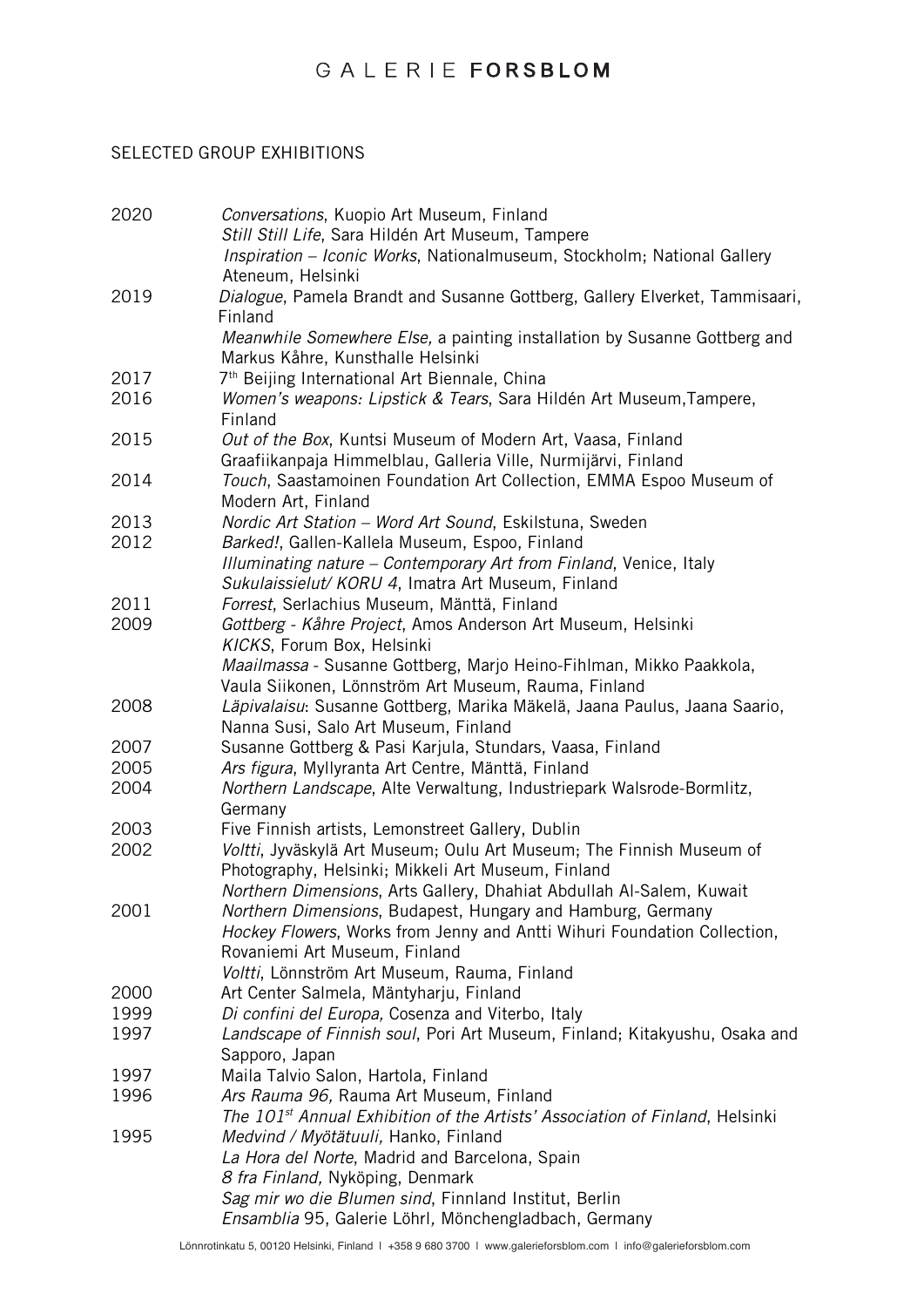## SELECTED GROUP EXHIBITIONS

2020 *Conversations*, Kuopio Art Museum, Finland
*Still Still Life*, Sara Hildén Art Museum, Tampere
*Inspiration – Iconic Works*, Nationalmuseum, Stockholm; National Gallery Ateneum, Helsinki

2019 *Dialogue*, Pamela Brandt and Susanne Gottberg, Gallery Elverket, Tammisaari, Finland
*Meanwhile Somewhere Else,* a painting installation by Susanne Gottberg and Markus Kåhre, Kunsthalle Helsinki

2017 7th Beijing International Art Biennale, China

2016 *Women's weapons: Lipstick & Tears*, Sara Hildén Art Museum,Tampere, Finland

2015 *Out of the Box*, Kuntsi Museum of Modern Art, Vaasa, Finland
Graafiikanpaja Himmelblau, Galleria Ville, Nurmijärvi, Finland

2014 *Touch*, Saastamoinen Foundation Art Collection, EMMA Espoo Museum of Modern Art, Finland

2013 *Nordic Art Station – Word Art Sound*, Eskilstuna, Sweden

2012 *Barked!*, Gallen-Kallela Museum, Espoo, Finland
*Illuminating nature – Contemporary Art from Finland*, Venice, Italy
*Sukulaissielut/ KORU 4*, Imatra Art Museum, Finland

2011 *Forrest*, Serlachius Museum, Mänttä, Finland

2009 *Gottberg - Kåhre Project*, Amos Anderson Art Museum, Helsinki
*KICKS*, Forum Box, Helsinki
*Maailmassa* - Susanne Gottberg, Marjo Heino-Fihlman, Mikko Paakkola, Vaula Siikonen, Lönnström Art Museum, Rauma, Finland

2008 *Läpivalaisu*: Susanne Gottberg, Marika Mäkelä, Jaana Paulus, Jaana Saario, Nanna Susi, Salo Art Museum, Finland

2007 Susanne Gottberg & Pasi Karjula, Stundars, Vaasa, Finland

2005 *Ars figura*, Myllyranta Art Centre, Mänttä, Finland

2004 *Northern Landscape*, Alte Verwaltung, Industriepark Walsrode-Bormlitz, Germany

2003 Five Finnish artists, Lemonstreet Gallery, Dublin

2002 *Voltti*, Jyväskylä Art Museum; Oulu Art Museum; The Finnish Museum of Photography, Helsinki; Mikkeli Art Museum, Finland
*Northern Dimensions*, Arts Gallery, Dhahiat Abdullah Al-Salem, Kuwait

2001 *Northern Dimensions*, Budapest, Hungary and Hamburg, Germany
*Hockey Flowers*, Works from Jenny and Antti Wihuri Foundation Collection, Rovaniemi Art Museum, Finland
*Voltti*, Lönnström Art Museum, Rauma, Finland

2000 Art Center Salmela, Mäntyharju, Finland

1999 *Di confini del Europa,* Cosenza and Viterbo, Italy

1997 *Landscape of Finnish soul*, Pori Art Museum, Finland; Kitakyushu, Osaka and Sapporo, Japan

1997 Maila Talvio Salon, Hartola, Finland

1996 *Ars Rauma 96,* Rauma Art Museum, Finland
*The 101st Annual Exhibition of the Artists' Association of Finland*, Helsinki

1995 *Medvind / Myötätuuli,* Hanko, Finland
*La Hora del Norte*, Madrid and Barcelona, Spain
*8 fra Finland,* Nyköping, Denmark
*Sag mir wo die Blumen sind*, Finnland Institut, Berlin
*Ensamblia* 95, Galerie Löhrl*,* Mönchengladbach, Germany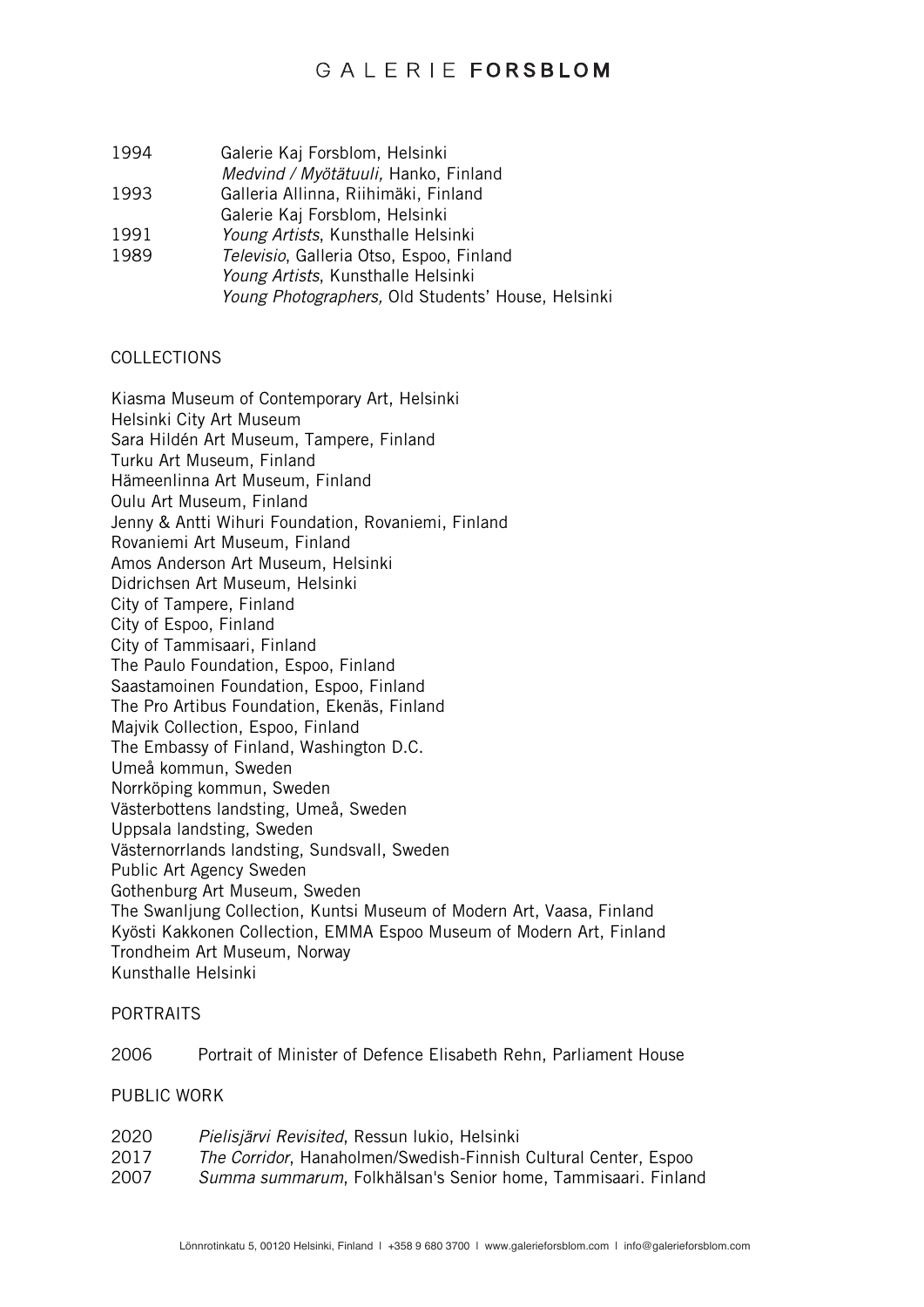| | |
|---|---|
| 1994 | Galerie Kaj Forsblom, Helsinki |
| | *Medvind / Myötätuuli,* Hanko, Finland |
| 1993 | Galleria Allinna, Riihimäki, Finland |
| | Galerie Kaj Forsblom, Helsinki |
| 1991 | *Young Artists*, Kunsthalle Helsinki |
| 1989 | *Televisio*, Galleria Otso, Espoo, Finland |
| | *Young Artists*, Kunsthalle Helsinki |
| | *Young Photographers,* Old Students' House, Helsinki |

## COLLECTIONS

Kiasma Museum of Contemporary Art, Helsinki
Helsinki City Art Museum
Sara Hildén Art Museum, Tampere, Finland
Turku Art Museum, Finland
Hämeenlinna Art Museum, Finland
Oulu Art Museum, Finland
Jenny & Antti Wihuri Foundation, Rovaniemi, Finland
Rovaniemi Art Museum, Finland
Amos Anderson Art Museum, Helsinki
Didrichsen Art Museum, Helsinki
City of Tampere, Finland
City of Espoo, Finland
City of Tammisaari, Finland
The Paulo Foundation, Espoo, Finland
Saastamoinen Foundation, Espoo, Finland
The Pro Artibus Foundation, Ekenäs, Finland
Majvik Collection, Espoo, Finland
The Embassy of Finland, Washington D.C.
Umeå kommun, Sweden
Norrköping kommun, Sweden
Västerbottens landsting, Umeå, Sweden
Uppsala landsting, Sweden
Västernorrlands landsting, Sundsvall, Sweden
Public Art Agency Sweden
Gothenburg Art Museum, Sweden
The Swanljung Collection, Kuntsi Museum of Modern Art, Vaasa, Finland
Kyösti Kakkonen Collection, EMMA Espoo Museum of Modern Art, Finland
Trondheim Art Museum, Norway
Kunsthalle Helsinki

## PORTRAITS

| | |
|---|---|
| 2006 | Portrait of Minister of Defence Elisabeth Rehn, Parliament House |

## PUBLIC WORK

| | |
|---|---|
| 2020 | *Pielisjärvi Revisited*, Ressun lukio, Helsinki |
| 2017 | *The Corridor*, Hanaholmen/Swedish-Finnish Cultural Center, Espoo |
| 2007 | *Summa summarum*, Folkhälsan's Senior home, Tammisaari. Finland |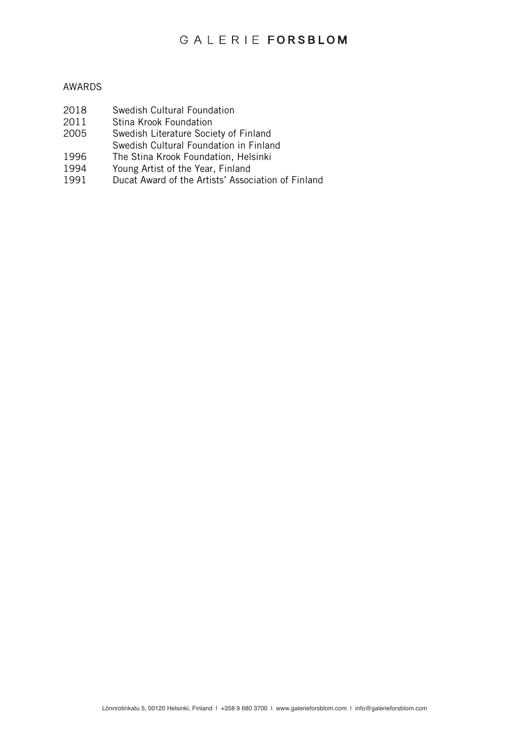## AWARDS

| | |
|---|---|
| 2018 | Swedish Cultural Foundation |
| 2011 | Stina Krook Foundation |
| 2005 | Swedish Literature Society of Finland |
| | Swedish Cultural Foundation in Finland |
| 1996 | The Stina Krook Foundation, Helsinki |
| 1994 | Young Artist of the Year, Finland |
| 1991 | Ducat Award of the Artists' Association of Finland |